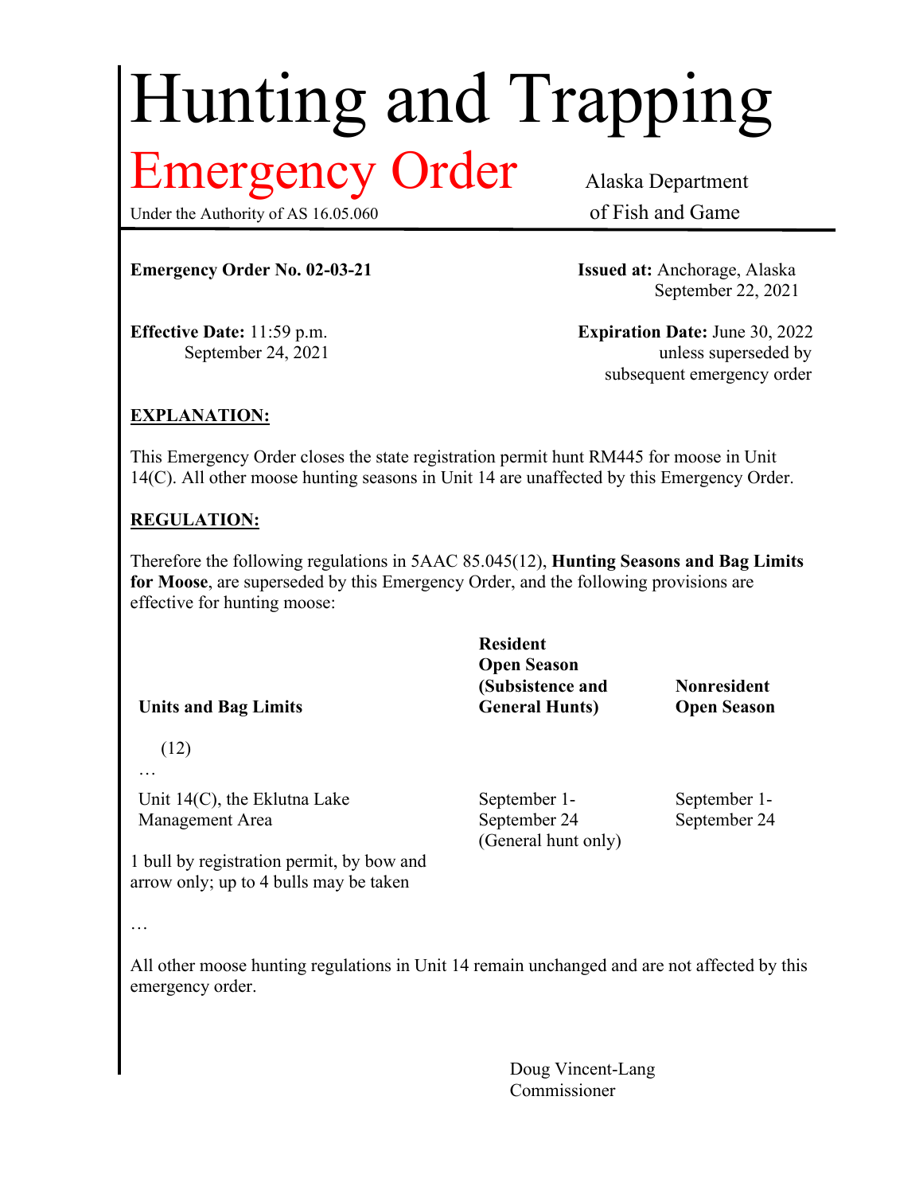# Hunting and Trapping

## Emergency Order

Under the Authority of AS 16.05.060

Alaska Department of Fish and Game

**Emergency Order No. 02-03-21**

**Issued at:** Anchorage, Alaska
September 22, 2021

**Effective Date:** 11:59 p.m.
September 24, 2021

**Expiration Date:** June 30, 2022
unless superseded by
subsequent emergency order

**EXPLANATION:**

This Emergency Order closes the state registration permit hunt RM445 for moose in Unit 14(C). All other moose hunting seasons in Unit 14 are unaffected by this Emergency Order.

**REGULATION:**

Therefore the following regulations in 5AAC 85.045(12), **Hunting Seasons and Bag Limits for Moose**, are superseded by this Emergency Order, and the following provisions are effective for hunting moose:

| Units and Bag Limits | Resident Open Season (Subsistence and General Hunts) | Nonresident Open Season |
|---|---|---|
| (12) | | |
| … | | |
| Unit 14(C), the Eklutna Lake Management Area | September 1-September 24 (General hunt only) | September 1-September 24 |
| 1 bull by registration permit, by bow and arrow only; up to 4 bulls may be taken | | |
| … | | |

All other moose hunting regulations in Unit 14 remain unchanged and are not affected by this emergency order.

Doug Vincent-Lang
Commissioner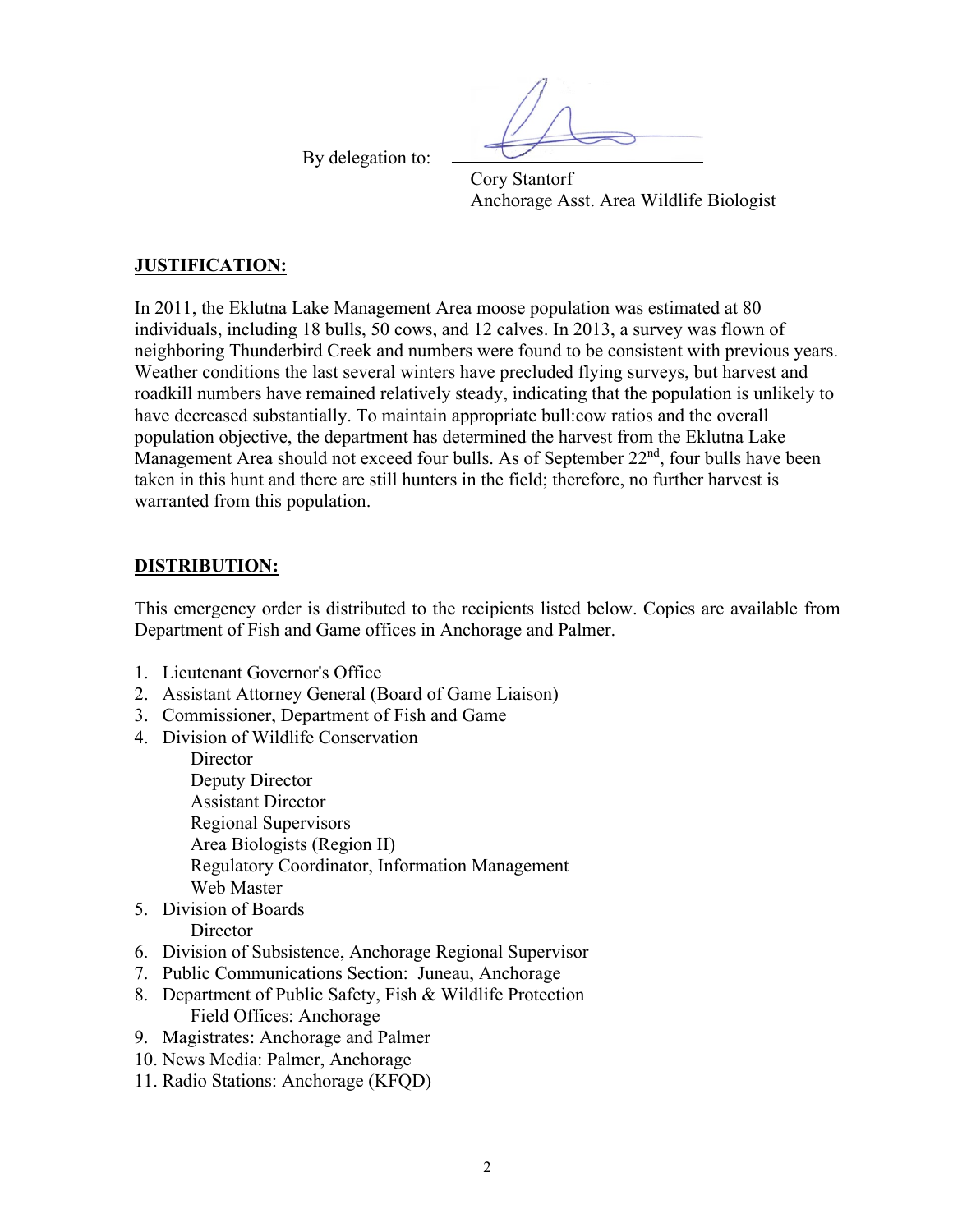By delegation to: \_\_\_\_\_\_\_\_\_\_\_\_\_\_\_\_\_\_\_\_\_\_\_\_

Cory Stantorf
Anchorage Asst. Area Wildlife Biologist

**JUSTIFICATION:**

In 2011, the Eklutna Lake Management Area moose population was estimated at 80 individuals, including 18 bulls, 50 cows, and 12 calves. In 2013, a survey was flown of neighboring Thunderbird Creek and numbers were found to be consistent with previous years. Weather conditions the last several winters have precluded flying surveys, but harvest and roadkill numbers have remained relatively steady, indicating that the population is unlikely to have decreased substantially. To maintain appropriate bull:cow ratios and the overall population objective, the department has determined the harvest from the Eklutna Lake Management Area should not exceed four bulls. As of September 22nd, four bulls have been taken in this hunt and there are still hunters in the field; therefore, no further harvest is warranted from this population.

**DISTRIBUTION:**

This emergency order is distributed to the recipients listed below. Copies are available from Department of Fish and Game offices in Anchorage and Palmer.

1. Lieutenant Governor's Office
2. Assistant Attorney General (Board of Game Liaison)
3. Commissioner, Department of Fish and Game
4. Division of Wildlife Conservation
   - Director
   - Deputy Director
   - Assistant Director
   - Regional Supervisors
   - Area Biologists (Region II)
   - Regulatory Coordinator, Information Management
   - Web Master
5. Division of Boards
   - Director
6. Division of Subsistence, Anchorage Regional Supervisor
7. Public Communications Section: Juneau, Anchorage
8. Department of Public Safety, Fish & Wildlife Protection
   - Field Offices: Anchorage
9. Magistrates: Anchorage and Palmer
10. News Media: Palmer, Anchorage
11. Radio Stations: Anchorage (KFQD)